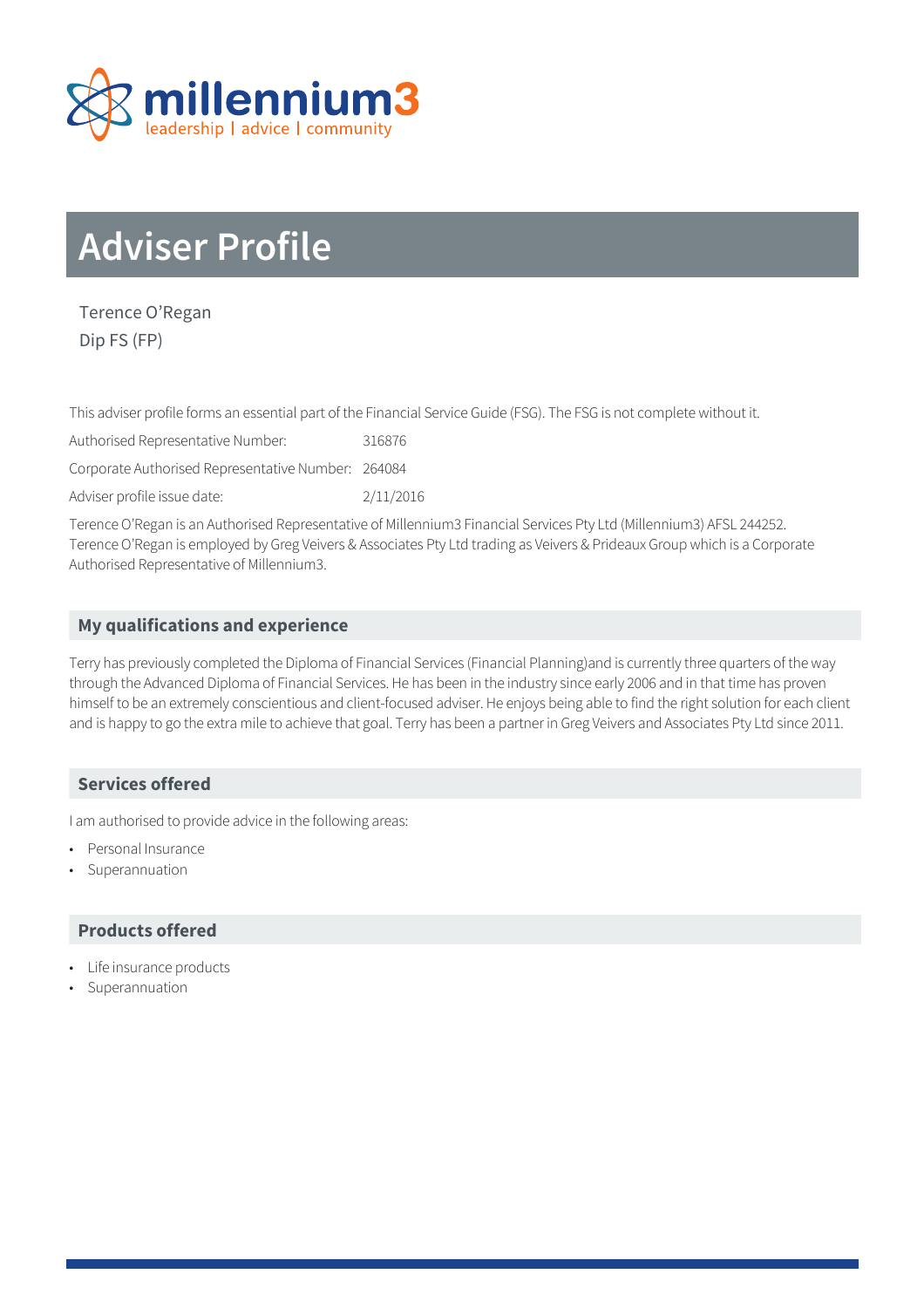millennium3
leadership | advice | community

# Adviser Profile

Terence O'Regan
Dip FS (FP)

This adviser profile forms an essential part of the Financial Service Guide (FSG). The FSG is not complete without it.

Authorised Representative Number: 316876

Corporate Authorised Representative Number: 264084

Adviser profile issue date: 2/11/2016

Terence O'Regan is an Authorised Representative of Millennium3 Financial Services Pty Ltd (Millennium3) AFSL 244252. Terence O'Regan is employed by Greg Veivers & Associates Pty Ltd trading as Veivers & Prideaux Group which is a Corporate Authorised Representative of Millennium3.

## My qualifications and experience

Terry has previously completed the Diploma of Financial Services (Financial Planning)and is currently three quarters of the way through the Advanced Diploma of Financial Services. He has been in the industry since early 2006 and in that time has proven himself to be an extremely conscientious and client-focused adviser. He enjoys being able to find the right solution for each client and is happy to go the extra mile to achieve that goal. Terry has been a partner in Greg Veivers and Associates Pty Ltd since 2011.

## Services offered

I am authorised to provide advice in the following areas:

- Personal Insurance
- Superannuation

## Products offered

- Life insurance products
- Superannuation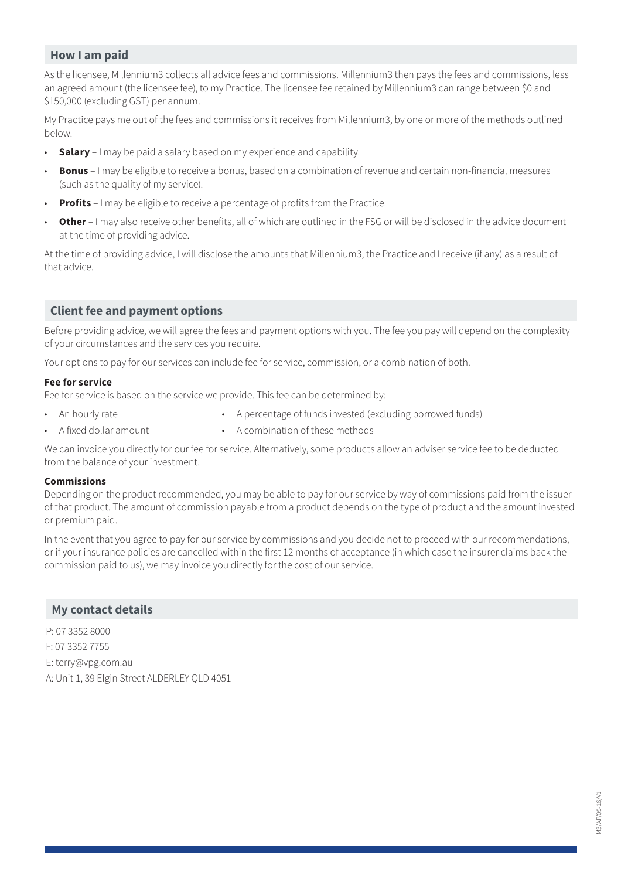## How I am paid

As the licensee, Millennium3 collects all advice fees and commissions. Millennium3 then pays the fees and commissions, less an agreed amount (the licensee fee), to my Practice. The licensee fee retained by Millennium3 can range between $0 and $150,000 (excluding GST) per annum.

My Practice pays me out of the fees and commissions it receives from Millennium3, by one or more of the methods outlined below.

- **Salary** – I may be paid a salary based on my experience and capability.
- **Bonus** – I may be eligible to receive a bonus, based on a combination of revenue and certain non-financial measures (such as the quality of my service).
- **Profits** – I may be eligible to receive a percentage of profits from the Practice.
- **Other** – I may also receive other benefits, all of which are outlined in the FSG or will be disclosed in the advice document at the time of providing advice.

At the time of providing advice, I will disclose the amounts that Millennium3, the Practice and I receive (if any) as a result of that advice.

## Client fee and payment options

Before providing advice, we will agree the fees and payment options with you. The fee you pay will depend on the complexity of your circumstances and the services you require.

Your options to pay for our services can include fee for service, commission, or a combination of both.

**Fee for service**

Fee for service is based on the service we provide. This fee can be determined by:

- An hourly rate
- A fixed dollar amount
- A percentage of funds invested (excluding borrowed funds)
- A combination of these methods

We can invoice you directly for our fee for service. Alternatively, some products allow an adviser service fee to be deducted from the balance of your investment.

**Commissions**

Depending on the product recommended, you may be able to pay for our service by way of commissions paid from the issuer of that product. The amount of commission payable from a product depends on the type of product and the amount invested or premium paid.

In the event that you agree to pay for our service by commissions and you decide not to proceed with our recommendations, or if your insurance policies are cancelled within the first 12 months of acceptance (in which case the insurer claims back the commission paid to us), we may invoice you directly for the cost of our service.

## My contact details

P: 07 3352 8000
F: 07 3352 7755
E: terry@vpg.com.au
A: Unit 1, 39 Elgin Street ALDERLEY QLD 4051

M3/AP/09-16/V1